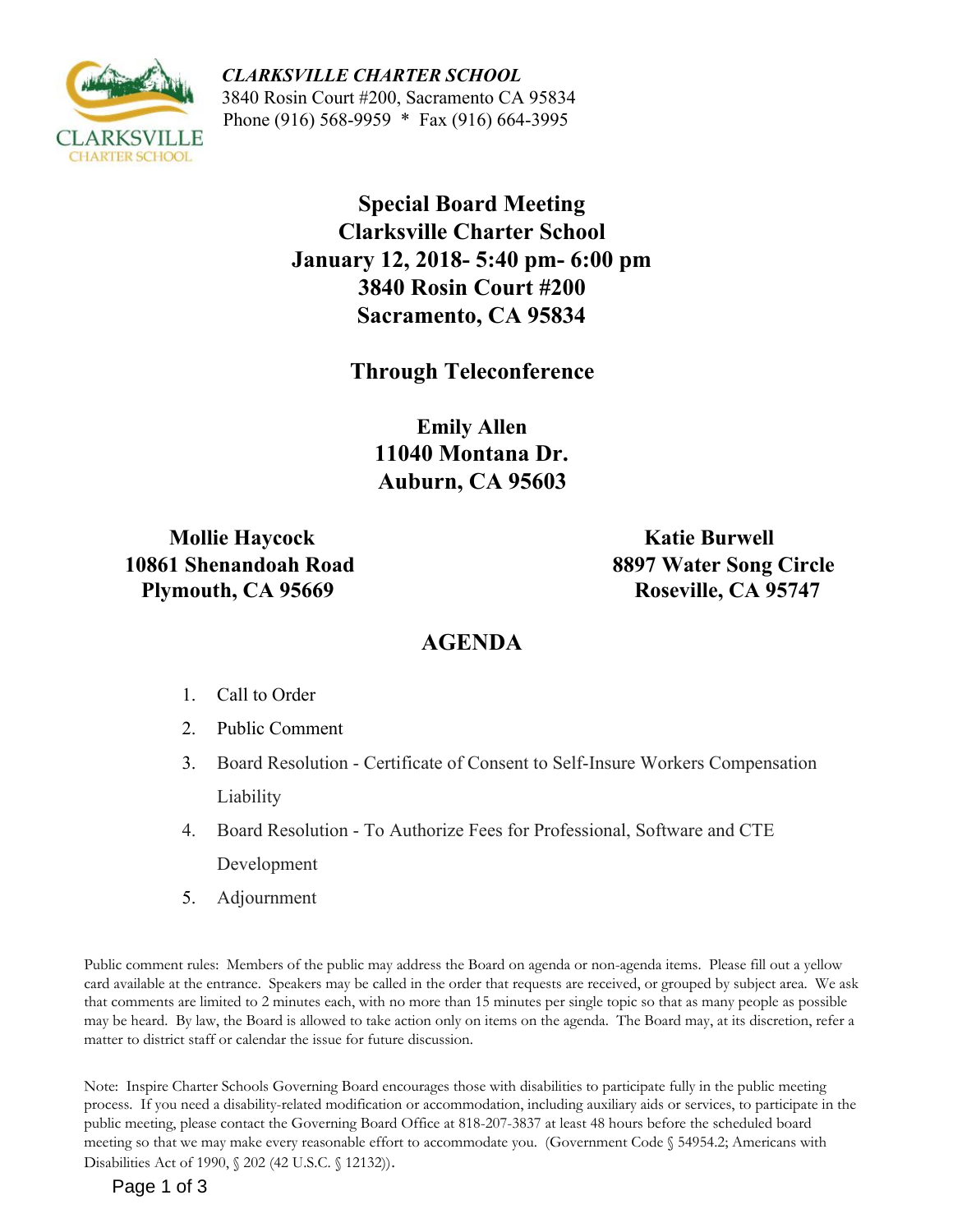***CLARKSVILLE CHARTER SCHOOL***
3840 Rosin Court #200, Sacramento CA 95834
Phone (916) 568-9959 * Fax (916) 664-3995

# Special Board Meeting
# Clarksville Charter School
# January 12, 2018- 5:40 pm- 6:00 pm
# 3840 Rosin Court #200
# Sacramento, CA 95834

## Through Teleconference

**Emily Allen**
**11040 Montana Dr.**
**Auburn, CA 95603**

**Mollie Haycock**
**10861 Shenandoah Road**
**Plymouth, CA 95669**

**Katie Burwell**
**8897 Water Song Circle**
**Roseville, CA 95747**

## AGENDA

1. Call to Order
2. Public Comment
3. Board Resolution - Certificate of Consent to Self-Insure Workers Compensation Liability
4. Board Resolution - To Authorize Fees for Professional, Software and CTE Development
5. Adjournment

Public comment rules: Members of the public may address the Board on agenda or non-agenda items. Please fill out a yellow card available at the entrance. Speakers may be called in the order that requests are received, or grouped by subject area. We ask that comments are limited to 2 minutes each, with no more than 15 minutes per single topic so that as many people as possible may be heard. By law, the Board is allowed to take action only on items on the agenda. The Board may, at its discretion, refer a matter to district staff or calendar the issue for future discussion.

Note: Inspire Charter Schools Governing Board encourages those with disabilities to participate fully in the public meeting process. If you need a disability-related modification or accommodation, including auxiliary aids or services, to participate in the public meeting, please contact the Governing Board Office at 818-207-3837 at least 48 hours before the scheduled board meeting so that we may make every reasonable effort to accommodate you. (Government Code § 54954.2; Americans with Disabilities Act of 1990, § 202 (42 U.S.C. § 12132)).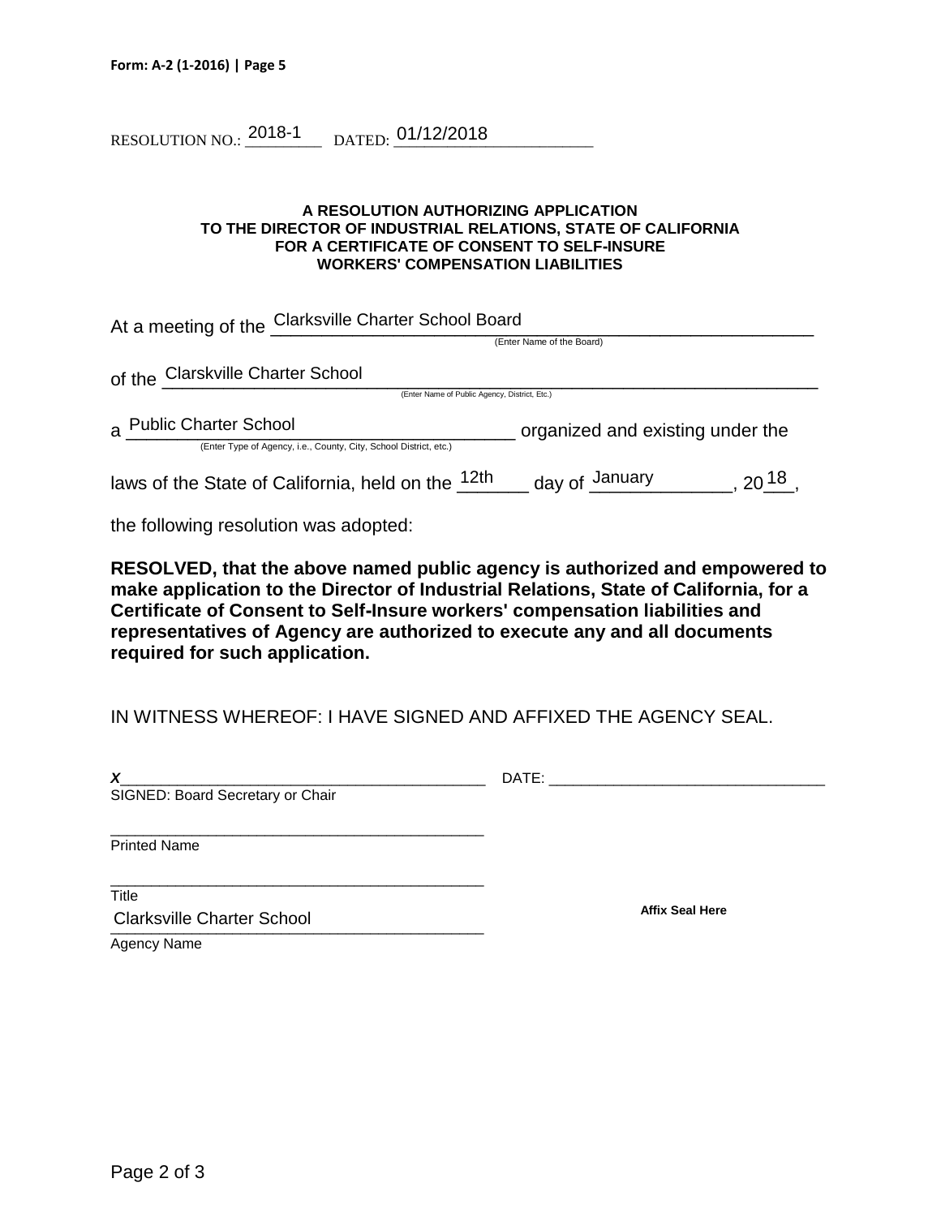Form: A-2 (1-2016) | Page 5

RESOLUTION NO.: 2018-1 DATED: 01/12/2018

**A RESOLUTION AUTHORIZING APPLICATION**
**TO THE DIRECTOR OF INDUSTRIAL RELATIONS, STATE OF CALIFORNIA**
**FOR A CERTIFICATE OF CONSENT TO SELF-INSURE**
**WORKERS' COMPENSATION LIABILITIES**

At a meeting of the Clarksville Charter School Board
(Enter Name of the Board)

of the Clarskville Charter School
(Enter Name of Public Agency, District, Etc.)

a Public Charter School organized and existing under the
(Enter Type of Agency, i.e., County, City, School District, etc.)

laws of the State of California, held on the 12th day of January, 2018,

the following resolution was adopted:

**RESOLVED, that the above named public agency is authorized and empowered to make application to the Director of Industrial Relations, State of California, for a Certificate of Consent to Self-Insure workers' compensation liabilities and representatives of Agency are authorized to execute any and all documents required for such application.**

IN WITNESS WHEREOF: I HAVE SIGNED AND AFFIXED THE AGENCY SEAL.

*x*_____________________________________ DATE: ______________________________
SIGNED: Board Secretary or Chair

_____________________________________
Printed Name

_____________________________________
Title

Clarksville Charter School
Agency Name

**Affix Seal Here**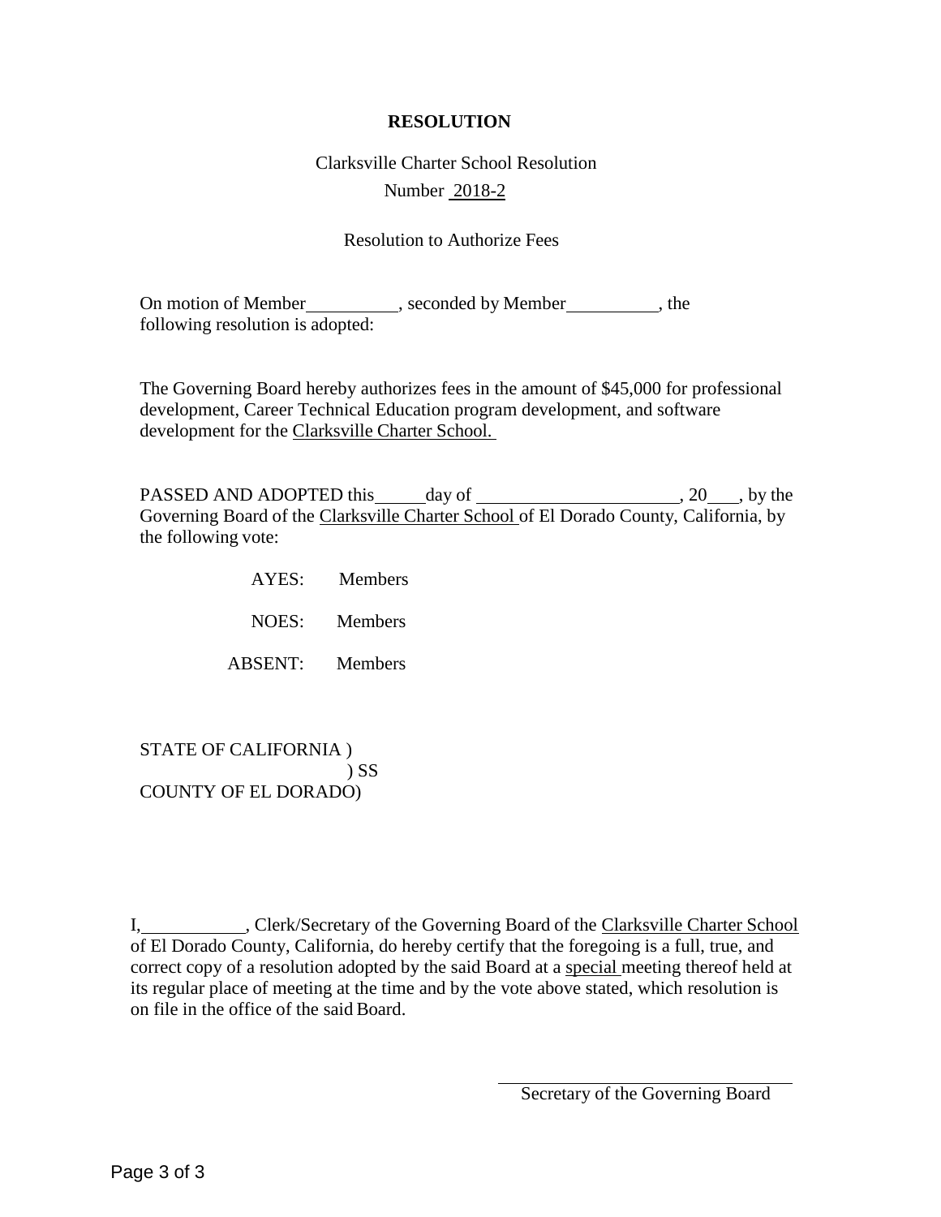**RESOLUTION**

Clarksville Charter School Resolution

Number 2018-2

Resolution to Authorize Fees

On motion of Member__________, seconded by Member__________, the following resolution is adopted:

The Governing Board hereby authorizes fees in the amount of $45,000 for professional development, Career Technical Education program development, and software development for the Clarksville Charter School.

PASSED AND ADOPTED this_____day of ______________________, 20___, by the Governing Board of the Clarksville Charter School of El Dorado County, California, by the following vote:

AYES: Members

NOES: Members

ABSENT: Members

STATE OF CALIFORNIA )
) SS
COUNTY OF EL DORADO)

I,___________, Clerk/Secretary of the Governing Board of the Clarksville Charter School of El Dorado County, California, do hereby certify that the foregoing is a full, true, and correct copy of a resolution adopted by the said Board at a special meeting thereof held at its regular place of meeting at the time and by the vote above stated, which resolution is on file in the office of the said Board.

______________________________
Secretary of the Governing Board